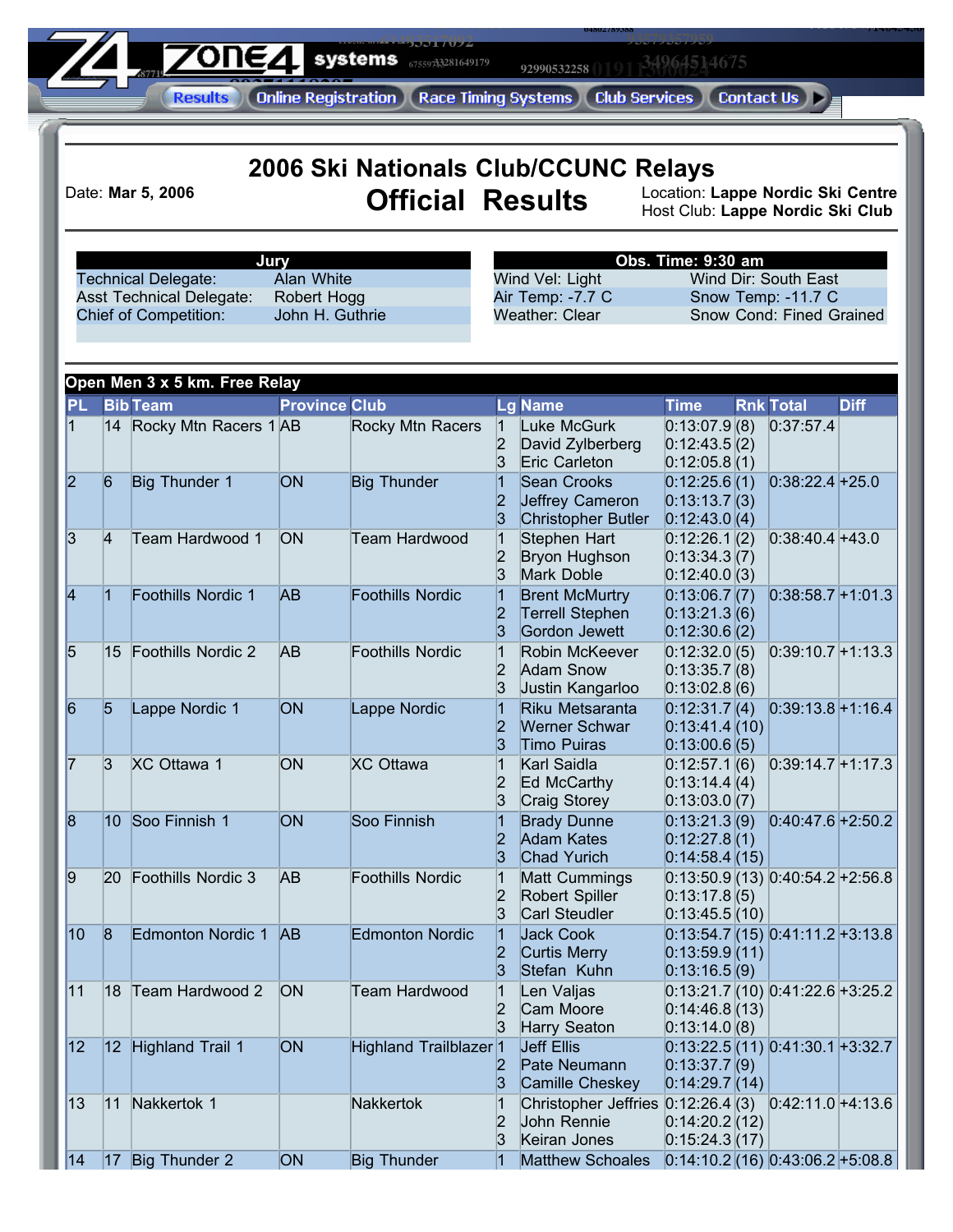# 2006 Ski Nationals Club/CCUNC Relays

## Official Results

Date: **Mar 5, 2006**

Location: **Lappe Nordic Ski Centre**
Host Club: **Lappe Nordic Ski Club**

| Jury | |
|---|---|
| Technical Delegate: | Alan White |
| Asst Technical Delegate: | Robert Hogg |
| Chief of Competition: | John H. Guthrie |

| Obs. Time: 9:30 am | |
|---|---|
| Wind Vel: Light | Wind Dir: South East |
| Air Temp: -7.7 C | Snow Temp: -11.7 C |
| Weather: Clear | Snow Cond: Fined Grained |

### Open Men 3 x 5 km. Free Relay

| PL | Bib | Team | Province | Club | Lg | Name | Time | Rnk | Total | Diff |
|---|---|---|---|---|---|---|---|---|---|---|
| 1 | 14 | Rocky Mtn Racers 1 | AB | Rocky Mtn Racers | 1 | Luke McGurk | 0:13:07.9 | (8) | 0:37:57.4 | |
| | | | | | 2 | David Zylberberg | 0:12:43.5 | (2) | | |
| | | | | | 3 | Eric Carleton | 0:12:05.8 | (1) | | |
| 2 | 6 | Big Thunder 1 | ON | Big Thunder | 1 | Sean Crooks | 0:12:25.6 | (1) | 0:38:22.4 | +25.0 |
| | | | | | 2 | Jeffrey Cameron | 0:13:13.7 | (3) | | |
| | | | | | 3 | Christopher Butler | 0:12:43.0 | (4) | | |
| 3 | 4 | Team Hardwood 1 | ON | Team Hardwood | 1 | Stephen Hart | 0:12:26.1 | (2) | 0:38:40.4 | +43.0 |
| | | | | | 2 | Bryon Hughson | 0:13:34.3 | (7) | | |
| | | | | | 3 | Mark Doble | 0:12:40.0 | (3) | | |
| 4 | 1 | Foothills Nordic 1 | AB | Foothills Nordic | 1 | Brent McMurtry | 0:13:06.7 | (7) | 0:38:58.7 | +1:01.3 |
| | | | | | 2 | Terrell Stephen | 0:13:21.3 | (6) | | |
| | | | | | 3 | Gordon Jewett | 0:12:30.6 | (2) | | |
| 5 | 15 | Foothills Nordic 2 | AB | Foothills Nordic | 1 | Robin McKeever | 0:12:32.0 | (5) | 0:39:10.7 | +1:13.3 |
| | | | | | 2 | Adam Snow | 0:13:35.7 | (8) | | |
| | | | | | 3 | Justin Kangarloo | 0:13:02.8 | (6) | | |
| 6 | 5 | Lappe Nordic 1 | ON | Lappe Nordic | 1 | Riku Metsaranta | 0:12:31.7 | (4) | 0:39:13.8 | +1:16.4 |
| | | | | | 2 | Werner Schwar | 0:13:41.4 | (10) | | |
| | | | | | 3 | Timo Puiras | 0:13:00.6 | (5) | | |
| 7 | 3 | XC Ottawa 1 | ON | XC Ottawa | 1 | Karl Saidla | 0:12:57.1 | (6) | 0:39:14.7 | +1:17.3 |
| | | | | | 2 | Ed McCarthy | 0:13:14.4 | (4) | | |
| | | | | | 3 | Craig Storey | 0:13:03.0 | (7) | | |
| 8 | 10 | Soo Finnish 1 | ON | Soo Finnish | 1 | Brady Dunne | 0:13:21.3 | (9) | 0:40:47.6 | +2:50.2 |
| | | | | | 2 | Adam Kates | 0:12:27.8 | (1) | | |
| | | | | | 3 | Chad Yurich | 0:14:58.4 | (15) | | |
| 9 | 20 | Foothills Nordic 3 | AB | Foothills Nordic | 1 | Matt Cummings | 0:13:50.9 | (13) | 0:40:54.2 | +2:56.8 |
| | | | | | 2 | Robert Spiller | 0:13:17.8 | (5) | | |
| | | | | | 3 | Carl Steudler | 0:13:45.5 | (10) | | |
| 10 | 8 | Edmonton Nordic 1 | AB | Edmonton Nordic | 1 | Jack Cook | 0:13:54.7 | (15) | 0:41:11.2 | +3:13.8 |
| | | | | | 2 | Curtis Merry | 0:13:59.9 | (11) | | |
| | | | | | 3 | Stefan Kuhn | 0:13:16.5 | (9) | | |
| 11 | 18 | Team Hardwood 2 | ON | Team Hardwood | 1 | Len Valjas | 0:13:21.7 | (10) | 0:41:22.6 | +3:25.2 |
| | | | | | 2 | Cam Moore | 0:14:46.8 | (13) | | |
| | | | | | 3 | Harry Seaton | 0:13:14.0 | (8) | | |
| 12 | 12 | Highland Trail 1 | ON | Highland Trailblazer | 1 | Jeff Ellis | 0:13:22.5 | (11) | 0:41:30.1 | +3:32.7 |
| | | | | | 2 | Pate Neumann | 0:13:37.7 | (9) | | |
| | | | | | 3 | Camille Cheskey | 0:14:29.7 | (14) | | |
| 13 | 11 | Nakkertok 1 | | Nakkertok | 1 | Christopher Jeffries | 0:12:26.4 | (3) | 0:42:11.0 | +4:13.6 |
| | | | | | 2 | John Rennie | 0:14:20.2 | (12) | | |
| | | | | | 3 | Keiran Jones | 0:15:24.3 | (17) | | |
| 14 | 17 | Big Thunder 2 | ON | Big Thunder | 1 | Matthew Schoales | 0:14:10.2 | (16) | 0:43:06.2 | +5:08.8 |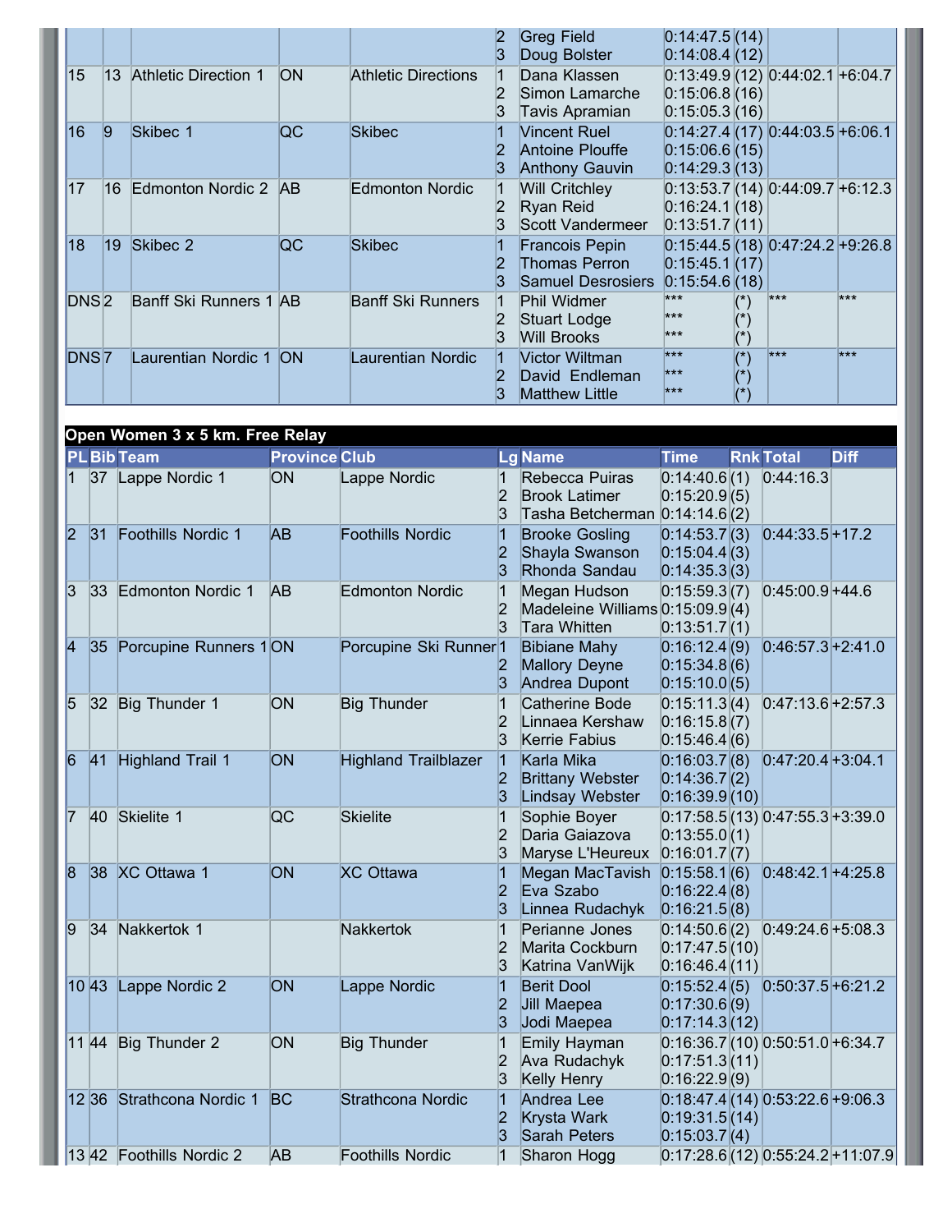| PL | Bib | Team | Province | Club | Lg | Name | Time | Rnk | Total | Diff |
|---|---|---|---|---|---|---|---|---|---|---|
| | | | | | 2 | Greg Field | 0:14:47.5 | (14) | | |
| | | | | | 3 | Doug Bolster | 0:14:08.4 | (12) | | |
| 15 | 13 | Athletic Direction 1 | ON | Athletic Directions | 1 | Dana Klassen | 0:13:49.9 | (12) | 0:44:02.1 | +6:04.7 |
| | | | | | 2 | Simon Lamarche | 0:15:06.8 | (16) | | |
| | | | | | 3 | Tavis Apramian | 0:15:05.3 | (16) | | |
| 16 | 9 | Skibec 1 | QC | Skibec | 1 | Vincent Ruel | 0:14:27.4 | (17) | 0:44:03.5 | +6:06.1 |
| | | | | | 2 | Antoine Plouffe | 0:15:06.6 | (15) | | |
| | | | | | 3 | Anthony Gauvin | 0:14:29.3 | (13) | | |
| 17 | 16 | Edmonton Nordic 2 | AB | Edmonton Nordic | 1 | Will Critchley | 0:13:53.7 | (14) | 0:44:09.7 | +6:12.3 |
| | | | | | 2 | Ryan Reid | 0:16:24.1 | (18) | | |
| | | | | | 3 | Scott Vandermeer | 0:13:51.7 | (11) | | |
| 18 | 19 | Skibec 2 | QC | Skibec | 1 | Francois Pepin | 0:15:44.5 | (18) | 0:47:24.2 | +9:26.8 |
| | | | | | 2 | Thomas Perron | 0:15:45.1 | (17) | | |
| | | | | | 3 | Samuel Desrosiers | 0:15:54.6 | (18) | | |
| DNS | 2 | Banff Ski Runners 1 | AB | Banff Ski Runners | 1 | Phil Widmer | *** | (*) | *** | *** |
| | | | | | 2 | Stuart Lodge | *** | (*) | | |
| | | | | | 3 | Will Brooks | *** | (*) | | |
| DNS | 7 | Laurentian Nordic 1 | ON | Laurentian Nordic | 1 | Victor Wiltman | *** | (*) | *** | *** |
| | | | | | 2 | David Endleman | *** | (*) | | |
| | | | | | 3 | Matthew Little | *** | (*) | | |

## Open Women 3 x 5 km. Free Relay

| PL | Bib | Team | Province | Club | Lg | Name | Time | Rnk | Total | Diff |
|---|---|---|---|---|---|---|---|---|---|---|
| 1 | 37 | Lappe Nordic 1 | ON | Lappe Nordic | 1 | Rebecca Puiras | 0:14:40.6 | (1) | 0:44:16.3 | |
| | | | | | 2 | Brook Latimer | 0:15:20.9 | (5) | | |
| | | | | | 3 | Tasha Betcherman | 0:14:14.6 | (2) | | |
| 2 | 31 | Foothills Nordic 1 | AB | Foothills Nordic | 1 | Brooke Gosling | 0:14:53.7 | (3) | 0:44:33.5 | +17.2 |
| | | | | | 2 | Shayla Swanson | 0:15:04.4 | (3) | | |
| | | | | | 3 | Rhonda Sandau | 0:14:35.3 | (3) | | |
| 3 | 33 | Edmonton Nordic 1 | AB | Edmonton Nordic | 1 | Megan Hudson | 0:15:59.3 | (7) | 0:45:00.9 | +44.6 |
| | | | | | 2 | Madeleine Williams | 0:15:09.9 | (4) | | |
| | | | | | 3 | Tara Whitten | 0:13:51.7 | (1) | | |
| 4 | 35 | Porcupine Runners 1 | ON | Porcupine Ski Runner | 1 | Bibiane Mahy | 0:16:12.4 | (9) | 0:46:57.3 | +2:41.0 |
| | | | | | 2 | Mallory Deyne | 0:15:34.8 | (6) | | |
| | | | | | 3 | Andrea Dupont | 0:15:10.0 | (5) | | |
| 5 | 32 | Big Thunder 1 | ON | Big Thunder | 1 | Catherine Bode | 0:15:11.3 | (4) | 0:47:13.6 | +2:57.3 |
| | | | | | 2 | Linnaea Kershaw | 0:16:15.8 | (7) | | |
| | | | | | 3 | Kerrie Fabius | 0:15:46.4 | (6) | | |
| 6 | 41 | Highland Trail 1 | ON | Highland Trailblazer | 1 | Karla Mika | 0:16:03.7 | (8) | 0:47:20.4 | +3:04.1 |
| | | | | | 2 | Brittany Webster | 0:14:36.7 | (2) | | |
| | | | | | 3 | Lindsay Webster | 0:16:39.9 | (10) | | |
| 7 | 40 | Skielite 1 | QC | Skielite | 1 | Sophie Boyer | 0:17:58.5 | (13) | 0:47:55.3 | +3:39.0 |
| | | | | | 2 | Daria Gaiazova | 0:13:55.0 | (1) | | |
| | | | | | 3 | Maryse L'Heureux | 0:16:01.7 | (7) | | |
| 8 | 38 | XC Ottawa 1 | ON | XC Ottawa | 1 | Megan MacTavish | 0:15:58.1 | (6) | 0:48:42.1 | +4:25.8 |
| | | | | | 2 | Eva Szabo | 0:16:22.4 | (8) | | |
| | | | | | 3 | Linnea Rudachyk | 0:16:21.5 | (8) | | |
| 9 | 34 | Nakkertok 1 | | Nakkertok | 1 | Perianne Jones | 0:14:50.6 | (2) | 0:49:24.6 | +5:08.3 |
| | | | | | 2 | Marita Cockburn | 0:17:47.5 | (10) | | |
| | | | | | 3 | Katrina VanWijk | 0:16:46.4 | (11) | | |
| 10 | 43 | Lappe Nordic 2 | ON | Lappe Nordic | 1 | Berit Dool | 0:15:52.4 | (5) | 0:50:37.5 | +6:21.2 |
| | | | | | 2 | Jill Maepea | 0:17:30.6 | (9) | | |
| | | | | | 3 | Jodi Maepea | 0:17:14.3 | (12) | | |
| 11 | 44 | Big Thunder 2 | ON | Big Thunder | 1 | Emily Hayman | 0:16:36.7 | (10) | 0:50:51.0 | +6:34.7 |
| | | | | | 2 | Ava Rudachyk | 0:17:51.3 | (11) | | |
| | | | | | 3 | Kelly Henry | 0:16:22.9 | (9) | | |
| 12 | 36 | Strathcona Nordic 1 | BC | Strathcona Nordic | 1 | Andrea Lee | 0:18:47.4 | (14) | 0:53:22.6 | +9:06.3 |
| | | | | | 2 | Krysta Wark | 0:19:31.5 | (14) | | |
| | | | | | 3 | Sarah Peters | 0:15:03.7 | (4) | | |
| 13 | 42 | Foothills Nordic 2 | AB | Foothills Nordic | 1 | Sharon Hogg | 0:17:28.6 | (12) | 0:55:24.2 | +11:07.9 |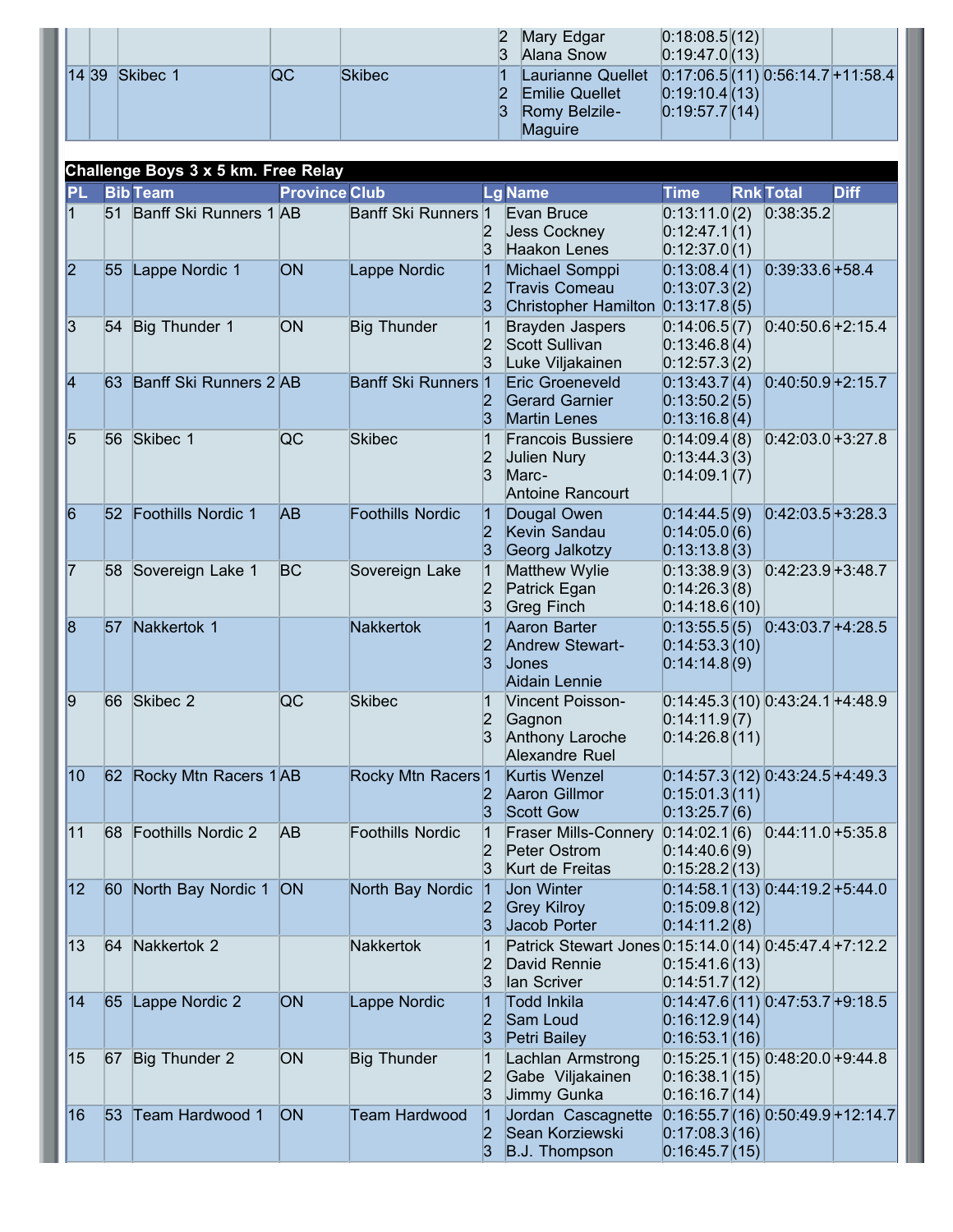| | | | | | 2 | Mary Edgar | 0:18:08.5 | (12) | | |
|---|---|---|---|---|---|---|---|---|---|---|
| | | | | | 3 | Alana Snow | 0:19:47.0 | (13) | | |
| 14 | 39 | Skibec 1 | QC | Skibec | 1 | Laurianne Quellet | 0:17:06.5 | (11) | 0:56:14.7 | +11:58.4 |
| | | | | | 2 | Emilie Quellet | 0:19:10.4 | (13) | | |
| | | | | | 3 | Romy Belzile-Maguire | 0:19:57.7 | (14) | | |

## Challenge Boys 3 x 5 km. Free Relay

| PL | Bib | Team | Province | Club | Lg | Name | Time | Rnk | Total | Diff |
|---|---|---|---|---|---|---|---|---|---|---|
| 1 | 51 | Banff Ski Runners 1 | AB | Banff Ski Runners | 1 | Evan Bruce | 0:13:11.0 | (2) | 0:38:35.2 | |
| | | | | | 2 | Jess Cockney | 0:12:47.1 | (1) | | |
| | | | | | 3 | Haakon Lenes | 0:12:37.0 | (1) | | |
| 2 | 55 | Lappe Nordic 1 | ON | Lappe Nordic | 1 | Michael Somppi | 0:13:08.4 | (1) | 0:39:33.6 | +58.4 |
| | | | | | 2 | Travis Comeau | 0:13:07.3 | (2) | | |
| | | | | | 3 | Christopher Hamilton | 0:13:17.8 | (5) | | |
| 3 | 54 | Big Thunder 1 | ON | Big Thunder | 1 | Brayden Jaspers | 0:14:06.5 | (7) | 0:40:50.6 | +2:15.4 |
| | | | | | 2 | Scott Sullivan | 0:13:46.8 | (4) | | |
| | | | | | 3 | Luke Viljakainen | 0:12:57.3 | (2) | | |
| 4 | 63 | Banff Ski Runners 2 | AB | Banff Ski Runners | 1 | Eric Groeneveld | 0:13:43.7 | (4) | 0:40:50.9 | +2:15.7 |
| | | | | | 2 | Gerard Garnier | 0:13:50.2 | (5) | | |
| | | | | | 3 | Martin Lenes | 0:13:16.8 | (4) | | |
| 5 | 56 | Skibec 1 | QC | Skibec | 1 | Francois Bussiere | 0:14:09.4 | (8) | 0:42:03.0 | +3:27.8 |
| | | | | | 2 | Julien Nury | 0:13:44.3 | (3) | | |
| | | | | | 3 | Marc-Antoine Rancourt | 0:14:09.1 | (7) | | |
| 6 | 52 | Foothills Nordic 1 | AB | Foothills Nordic | 1 | Dougal Owen | 0:14:44.5 | (9) | 0:42:03.5 | +3:28.3 |
| | | | | | 2 | Kevin Sandau | 0:14:05.0 | (6) | | |
| | | | | | 3 | Georg Jalkotzy | 0:13:13.8 | (3) | | |
| 7 | 58 | Sovereign Lake 1 | BC | Sovereign Lake | 1 | Matthew Wylie | 0:13:38.9 | (3) | 0:42:23.9 | +3:48.7 |
| | | | | | 2 | Patrick Egan | 0:14:26.3 | (8) | | |
| | | | | | 3 | Greg Finch | 0:14:18.6 | (10) | | |
| 8 | 57 | Nakkertok 1 | | Nakkertok | 1 | Aaron Barter | 0:13:55.5 | (5) | 0:43:03.7 | +4:28.5 |
| | | | | | 2 | Andrew Stewart-Jones | 0:14:53.3 | (10) | | |
| | | | | | 3 | Aidain Lennie | 0:14:14.8 | (9) | | |
| 9 | 66 | Skibec 2 | QC | Skibec | 1 | Vincent Poisson-Gagnon | 0:14:45.3 | (10) | 0:43:24.1 | +4:48.9 |
| | | | | | 2 | Anthony Laroche | 0:14:11.9 | (7) | | |
| | | | | | 3 | Alexandre Ruel | 0:14:26.8 | (11) | | |
| 10 | 62 | Rocky Mtn Racers 1 | AB | Rocky Mtn Racers | 1 | Kurtis Wenzel | 0:14:57.3 | (12) | 0:43:24.5 | +4:49.3 |
| | | | | | 2 | Aaron Gillmor | 0:15:01.3 | (11) | | |
| | | | | | 3 | Scott Gow | 0:13:25.7 | (6) | | |
| 11 | 68 | Foothills Nordic 2 | AB | Foothills Nordic | 1 | Fraser Mills-Connery | 0:14:02.1 | (6) | 0:44:11.0 | +5:35.8 |
| | | | | | 2 | Peter Ostrom | 0:14:40.6 | (9) | | |
| | | | | | 3 | Kurt de Freitas | 0:15:28.2 | (13) | | |
| 12 | 60 | North Bay Nordic 1 | ON | North Bay Nordic | 1 | Jon Winter | 0:14:58.1 | (13) | 0:44:19.2 | +5:44.0 |
| | | | | | 2 | Grey Kilroy | 0:15:09.8 | (12) | | |
| | | | | | 3 | Jacob Porter | 0:14:11.2 | (8) | | |
| 13 | 64 | Nakkertok 2 | | Nakkertok | 1 | Patrick Stewart Jones | 0:15:14.0 | (14) | 0:45:47.4 | +7:12.2 |
| | | | | | 2 | David Rennie | 0:15:41.6 | (13) | | |
| | | | | | 3 | Ian Scriver | 0:14:51.7 | (12) | | |
| 14 | 65 | Lappe Nordic 2 | ON | Lappe Nordic | 1 | Todd Inkila | 0:14:47.6 | (11) | 0:47:53.7 | +9:18.5 |
| | | | | | 2 | Sam Loud | 0:16:12.9 | (14) | | |
| | | | | | 3 | Petri Bailey | 0:16:53.1 | (16) | | |
| 15 | 67 | Big Thunder 2 | ON | Big Thunder | 1 | Lachlan Armstrong | 0:15:25.1 | (15) | 0:48:20.0 | +9:44.8 |
| | | | | | 2 | Gabe Viljakainen | 0:16:38.1 | (15) | | |
| | | | | | 3 | Jimmy Gunka | 0:16:16.7 | (14) | | |
| 16 | 53 | Team Hardwood 1 | ON | Team Hardwood | 1 | Jordan Cascagnette | 0:16:55.7 | (16) | 0:50:49.9 | +12:14.7 |
| | | | | | 2 | Sean Korziewski | 0:17:08.3 | (16) | | |
| | | | | | 3 | B.J. Thompson | 0:16:45.7 | (15) | | |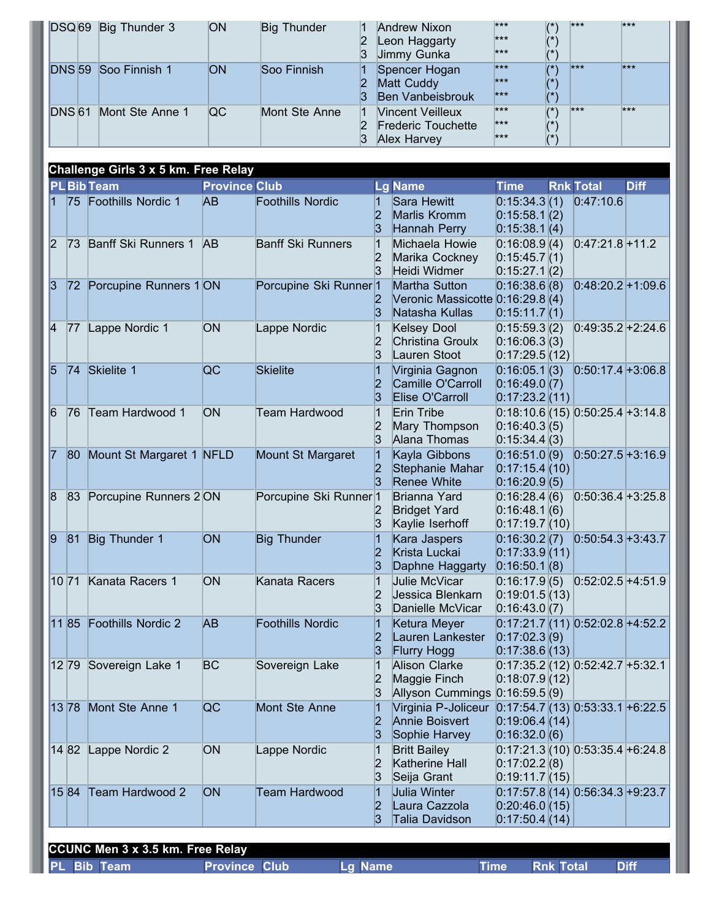| PL | Bib | Team | Province | Club | Lg | Name | Time | Rnk | Total | Diff |
|---|---|---|---|---|---|---|---|---|---|---|
| DSQ | 69 | Big Thunder 3 | ON | Big Thunder | 1 | Andrew Nixon | *** | (*) | *** | *** |
| | | | | | 2 | Leon Haggarty | *** | (*) | | |
| | | | | | 3 | Jimmy Gunka | *** | (*) | | |
| DNS | 59 | Soo Finnish 1 | ON | Soo Finnish | 1 | Spencer Hogan | *** | (*) | *** | *** |
| | | | | | 2 | Matt Cuddy | *** | (*) | | |
| | | | | | 3 | Ben Vanbeisbrouk | *** | (*) | | |
| DNS | 61 | Mont Ste Anne 1 | QC | Mont Ste Anne | 1 | Vincent Veilleux | *** | (*) | *** | *** |
| | | | | | 2 | Frederic Touchette | *** | (*) | | |
| | | | | | 3 | Alex Harvey | *** | (*) | | |

## Challenge Girls 3 x 5 km. Free Relay

| PL | Bib | Team | Province | Club | Lg | Name | Time | Rnk | Total | Diff |
|---|---|---|---|---|---|---|---|---|---|---|
| 1 | 75 | Foothills Nordic 1 | AB | Foothills Nordic | 1 | Sara Hewitt | 0:15:34.3 | (1) | 0:47:10.6 | |
| | | | | | 2 | Marlis Kromm | 0:15:58.1 | (2) | | |
| | | | | | 3 | Hannah Perry | 0:15:38.1 | (4) | | |
| 2 | 73 | Banff Ski Runners 1 | AB | Banff Ski Runners | 1 | Michaela Howie | 0:16:08.9 | (4) | 0:47:21.8 | +11.2 |
| | | | | | 2 | Marika Cockney | 0:15:45.7 | (1) | | |
| | | | | | 3 | Heidi Widmer | 0:15:27.1 | (2) | | |
| 3 | 72 | Porcupine Runners 1 | ON | Porcupine Ski Runner | 1 | Martha Sutton | 0:16:38.6 | (8) | 0:48:20.2 | +1:09.6 |
| | | | | | 2 | Veronic Massicotte | 0:16:29.8 | (4) | | |
| | | | | | 3 | Natasha Kullas | 0:15:11.7 | (1) | | |
| 4 | 77 | Lappe Nordic 1 | ON | Lappe Nordic | 1 | Kelsey Dool | 0:15:59.3 | (2) | 0:49:35.2 | +2:24.6 |
| | | | | | 2 | Christina Groulx | 0:16:06.3 | (3) | | |
| | | | | | 3 | Lauren Stoot | 0:17:29.5 | (12) | | |
| 5 | 74 | Skielite 1 | QC | Skielite | 1 | Virginia Gagnon | 0:16:05.1 | (3) | 0:50:17.4 | +3:06.8 |
| | | | | | 2 | Camille O'Carroll | 0:16:49.0 | (7) | | |
| | | | | | 3 | Elise O'Carroll | 0:17:23.2 | (11) | | |
| 6 | 76 | Team Hardwood 1 | ON | Team Hardwood | 1 | Erin Tribe | 0:18:10.6 | (15) | 0:50:25.4 | +3:14.8 |
| | | | | | 2 | Mary Thompson | 0:16:40.3 | (5) | | |
| | | | | | 3 | Alana Thomas | 0:15:34.4 | (3) | | |
| 7 | 80 | Mount St Margaret 1 | NFLD | Mount St Margaret | 1 | Kayla Gibbons | 0:16:51.0 | (9) | 0:50:27.5 | +3:16.9 |
| | | | | | 2 | Stephanie Mahar | 0:17:15.4 | (10) | | |
| | | | | | 3 | Renee White | 0:16:20.9 | (5) | | |
| 8 | 83 | Porcupine Runners 2 | ON | Porcupine Ski Runner | 1 | Brianna Yard | 0:16:28.4 | (6) | 0:50:36.4 | +3:25.8 |
| | | | | | 2 | Bridget Yard | 0:16:48.1 | (6) | | |
| | | | | | 3 | Kaylie Iserhoff | 0:17:19.7 | (10) | | |
| 9 | 81 | Big Thunder 1 | ON | Big Thunder | 1 | Kara Jaspers | 0:16:30.2 | (7) | 0:50:54.3 | +3:43.7 |
| | | | | | 2 | Krista Luckai | 0:17:33.9 | (11) | | |
| | | | | | 3 | Daphne Haggarty | 0:16:50.1 | (8) | | |
| 10 | 71 | Kanata Racers 1 | ON | Kanata Racers | 1 | Julie McVicar | 0:16:17.9 | (5) | 0:52:02.5 | +4:51.9 |
| | | | | | 2 | Jessica Blenkarn | 0:19:01.5 | (13) | | |
| | | | | | 3 | Danielle McVicar | 0:16:43.0 | (7) | | |
| 11 | 85 | Foothills Nordic 2 | AB | Foothills Nordic | 1 | Ketura Meyer | 0:17:21.7 | (11) | 0:52:02.8 | +4:52.2 |
| | | | | | 2 | Lauren Lankester | 0:17:02.3 | (9) | | |
| | | | | | 3 | Flurry Hogg | 0:17:38.6 | (13) | | |
| 12 | 79 | Sovereign Lake 1 | BC | Sovereign Lake | 1 | Alison Clarke | 0:17:35.2 | (12) | 0:52:42.7 | +5:32.1 |
| | | | | | 2 | Maggie Finch | 0:18:07.9 | (12) | | |
| | | | | | 3 | Allyson Cummings | 0:16:59.5 | (9) | | |
| 13 | 78 | Mont Ste Anne 1 | QC | Mont Ste Anne | 1 | Virginia P-Joliceur | 0:17:54.7 | (13) | 0:53:33.1 | +6:22.5 |
| | | | | | 2 | Annie Boisvert | 0:19:06.4 | (14) | | |
| | | | | | 3 | Sophie Harvey | 0:16:32.0 | (6) | | |
| 14 | 82 | Lappe Nordic 2 | ON | Lappe Nordic | 1 | Britt Bailey | 0:17:21.3 | (10) | 0:53:35.4 | +6:24.8 |
| | | | | | 2 | Katherine Hall | 0:17:02.2 | (8) | | |
| | | | | | 3 | Seija Grant | 0:19:11.7 | (15) | | |
| 15 | 84 | Team Hardwood 2 | ON | Team Hardwood | 1 | Julia Winter | 0:17:57.8 | (14) | 0:56:34.3 | +9:23.7 |
| | | | | | 2 | Laura Cazzola | 0:20:46.0 | (15) | | |
| | | | | | 3 | Talia Davidson | 0:17:50.4 | (14) | | |

## CCUNC Men 3 x 3.5 km. Free Relay

| PL | Bib | Team | Province | Club | Lg | Name | Time | Rnk | Total | Diff |
|---|---|---|---|---|---|---|---|---|---|---|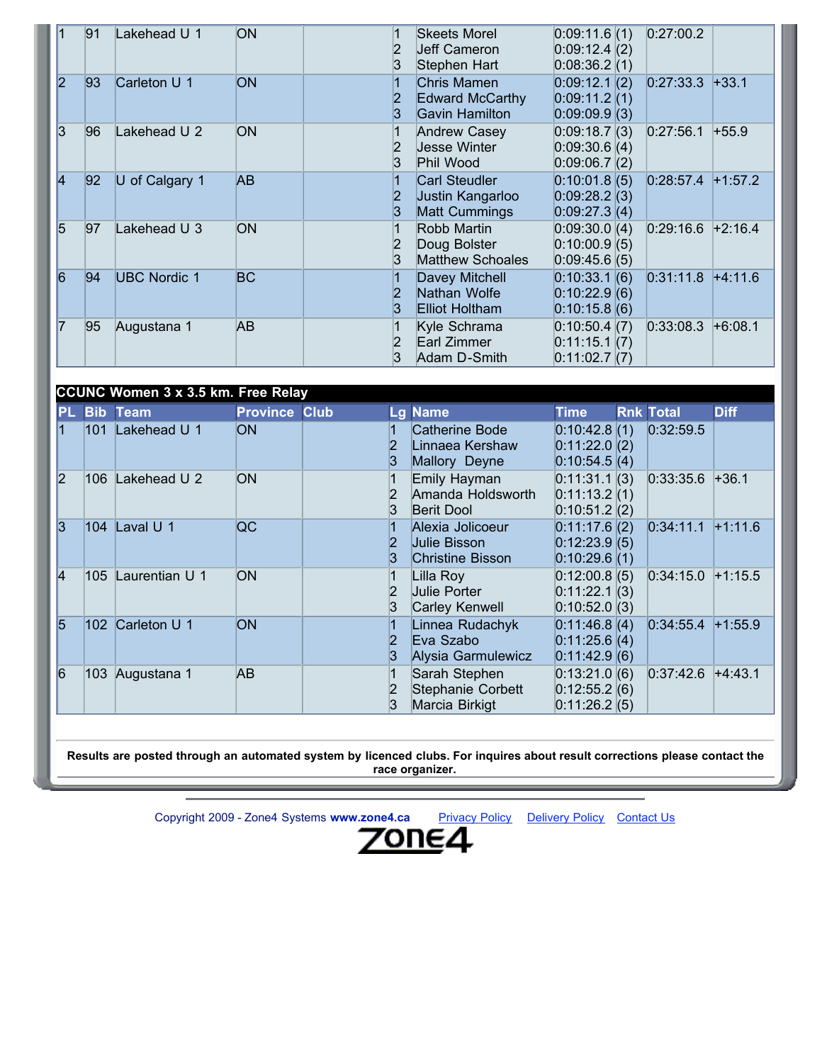| PL | Bib | Team | Province | Club | Lg | Name | Time | Rnk | Total | Diff |
|---|---|---|---|---|---|---|---|---|---|---|
| 1 | 91 | Lakehead U 1 | ON | | 1 | Skeets Morel | 0:09:11.6 | (1) | 0:27:00.2 | |
| | | | | | 2 | Jeff Cameron | 0:09:12.4 | (2) | | |
| | | | | | 3 | Stephen Hart | 0:08:36.2 | (1) | | |
| 2 | 93 | Carleton U 1 | ON | | 1 | Chris Mamen | 0:09:12.1 | (2) | 0:27:33.3 | +33.1 |
| | | | | | 2 | Edward McCarthy | 0:09:11.2 | (1) | | |
| | | | | | 3 | Gavin Hamilton | 0:09:09.9 | (3) | | |
| 3 | 96 | Lakehead U 2 | ON | | 1 | Andrew Casey | 0:09:18.7 | (3) | 0:27:56.1 | +55.9 |
| | | | | | 2 | Jesse Winter | 0:09:30.6 | (4) | | |
| | | | | | 3 | Phil Wood | 0:09:06.7 | (2) | | |
| 4 | 92 | U of Calgary 1 | AB | | 1 | Carl Steudler | 0:10:01.8 | (5) | 0:28:57.4 | +1:57.2 |
| | | | | | 2 | Justin Kangarloo | 0:09:28.2 | (3) | | |
| | | | | | 3 | Matt Cummings | 0:09:27.3 | (4) | | |
| 5 | 97 | Lakehead U 3 | ON | | 1 | Robb Martin | 0:09:30.0 | (4) | 0:29:16.6 | +2:16.4 |
| | | | | | 2 | Doug Bolster | 0:10:00.9 | (5) | | |
| | | | | | 3 | Matthew Schoales | 0:09:45.6 | (5) | | |
| 6 | 94 | UBC Nordic 1 | BC | | 1 | Davey Mitchell | 0:10:33.1 | (6) | 0:31:11.8 | +4:11.6 |
| | | | | | 2 | Nathan Wolfe | 0:10:22.9 | (6) | | |
| | | | | | 3 | Elliot Holtham | 0:10:15.8 | (6) | | |
| 7 | 95 | Augustana 1 | AB | | 1 | Kyle Schrama | 0:10:50.4 | (7) | 0:33:08.3 | +6:08.1 |
| | | | | | 2 | Earl Zimmer | 0:11:15.1 | (7) | | |
| | | | | | 3 | Adam D-Smith | 0:11:02.7 | (7) | | |

## CCUNC Women 3 x 3.5 km. Free Relay

| PL | Bib | Team | Province | Club | Lg | Name | Time | Rnk | Total | Diff |
|---|---|---|---|---|---|---|---|---|---|---|
| 1 | 101 | Lakehead U 1 | ON | | 1 | Catherine Bode | 0:10:42.8 | (1) | 0:32:59.5 | |
| | | | | | 2 | Linnaea Kershaw | 0:11:22.0 | (2) | | |
| | | | | | 3 | Mallory Deyne | 0:10:54.5 | (4) | | |
| 2 | 106 | Lakehead U 2 | ON | | 1 | Emily Hayman | 0:11:31.1 | (3) | 0:33:35.6 | +36.1 |
| | | | | | 2 | Amanda Holdsworth | 0:11:13.2 | (1) | | |
| | | | | | 3 | Berit Dool | 0:10:51.2 | (2) | | |
| 3 | 104 | Laval U 1 | QC | | 1 | Alexia Jolicoeur | 0:11:17.6 | (2) | 0:34:11.1 | +1:11.6 |
| | | | | | 2 | Julie Bisson | 0:12:23.9 | (5) | | |
| | | | | | 3 | Christine Bisson | 0:10:29.6 | (1) | | |
| 4 | 105 | Laurentian U 1 | ON | | 1 | Lilla Roy | 0:12:00.8 | (5) | 0:34:15.0 | +1:15.5 |
| | | | | | 2 | Julie Porter | 0:11:22.1 | (3) | | |
| | | | | | 3 | Carley Kenwell | 0:10:52.0 | (3) | | |
| 5 | 102 | Carleton U 1 | ON | | 1 | Linnea Rudachyk | 0:11:46.8 | (4) | 0:34:55.4 | +1:55.9 |
| | | | | | 2 | Eva Szabo | 0:11:25.6 | (4) | | |
| | | | | | 3 | Alysia Garmulewicz | 0:11:42.9 | (6) | | |
| 6 | 103 | Augustana 1 | AB | | 1 | Sarah Stephen | 0:13:21.0 | (6) | 0:37:42.6 | +4:43.1 |
| | | | | | 2 | Stephanie Corbett | 0:12:55.2 | (6) | | |
| | | | | | 3 | Marcia Birkigt | 0:11:26.2 | (5) | | |

**Results are posted through an automated system by licenced clubs. For inquires about result corrections please contact the race organizer.**

Copyright 2009 - Zone4 Systems **www.zone4.ca** Privacy Policy Delivery Policy Contact Us

ZONE4